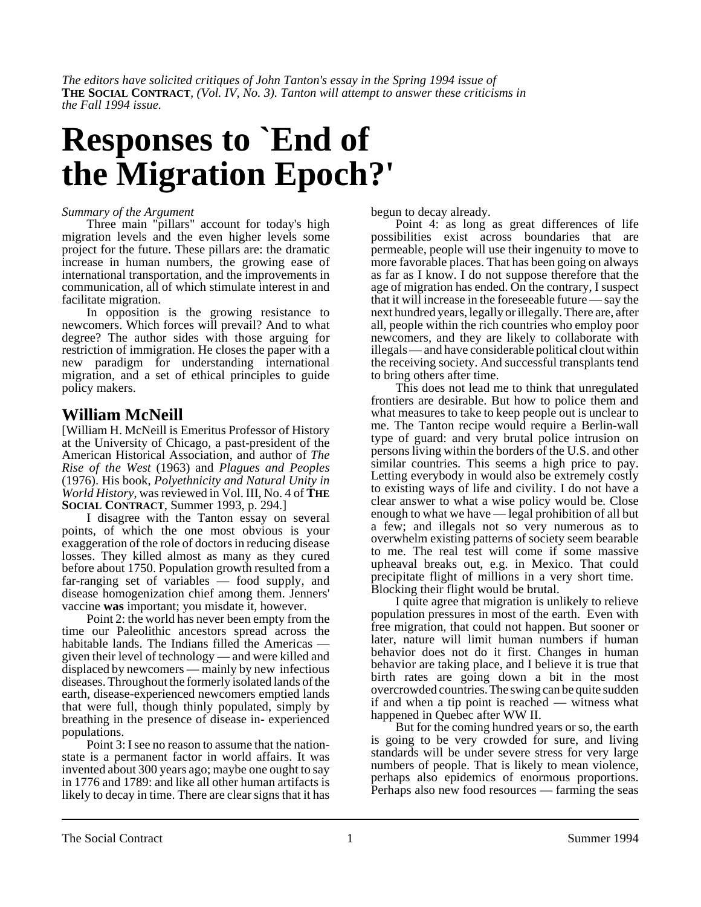*The editors have solicited critiques of John Tanton's essay in the Spring 1994 issue of* **THE SOCIAL CONTRACT**, *(Vol. IV, No. 3). Tanton will attempt to answer these criticisms in the Fall 1994 issue.*

# Responses to `End of the Migration Epoch?'

*Summary of the Argument*

Three main "pillars" account for today's high migration levels and the even higher levels some project for the future. These pillars are: the dramatic increase in human numbers, the growing ease of international transportation, and the improvements in communication, all of which stimulate interest in and facilitate migration.

In opposition is the growing resistance to newcomers. Which forces will prevail? And to what degree? The author sides with those arguing for restriction of immigration. He closes the paper with a new paradigm for understanding international migration, and a set of ethical principles to guide policy makers.

## William McNeill

[William H. McNeill is Emeritus Professor of History at the University of Chicago, a past-president of the American Historical Association, and author of *The Rise of the West* (1963) and *Plagues and Peoples* (1976). His book, *Polyethnicity and Natural Unity in World History*, was reviewed in Vol. III, No. 4 of **THE SOCIAL CONTRACT**, Summer 1993, p. 294.]

I disagree with the Tanton essay on several points, of which the one most obvious is your exaggeration of the role of doctors in reducing disease losses. They killed almost as many as they cured before about 1750. Population growth resulted from a far-ranging set of variables — food supply, and disease homogenization chief among them. Jenners' vaccine **was** important; you misdate it, however.

Point 2: the world has never been empty from the time our Paleolithic ancestors spread across the habitable lands. The Indians filled the Americas — given their level of technology — and were killed and displaced by newcomers — mainly by new infectious diseases. Throughout the formerly isolated lands of the earth, disease-experienced newcomers emptied lands that were full, though thinly populated, simply by breathing in the presence of disease in- experienced populations.

Point 3: I see no reason to assume that the nation-state is a permanent factor in world affairs. It was invented about 300 years ago; maybe one ought to say in 1776 and 1789: and like all other human artifacts is likely to decay in time. There are clear signs that it has begun to decay already.

Point 4: as long as great differences of life possibilities exist across boundaries that are permeable, people will use their ingenuity to move to more favorable places. That has been going on always as far as I know. I do not suppose therefore that the age of migration has ended. On the contrary, I suspect that it will increase in the foreseeable future — say the next hundred years, legally or illegally. There are, after all, people within the rich countries who employ poor newcomers, and they are likely to collaborate with illegals — and have considerable political clout within the receiving society. And successful transplants tend to bring others after time.

This does not lead me to think that unregulated frontiers are desirable. But how to police them and what measures to take to keep people out is unclear to me. The Tanton recipe would require a Berlin-wall type of guard: and very brutal police intrusion on persons living within the borders of the U.S. and other similar countries. This seems a high price to pay. Letting everybody in would also be extremely costly to existing ways of life and civility. I do not have a clear answer to what a wise policy would be. Close enough to what we have — legal prohibition of all but a few; and illegals not so very numerous as to overwhelm existing patterns of society seem bearable to me. The real test will come if some massive upheaval breaks out, e.g. in Mexico. That could precipitate flight of millions in a very short time. Blocking their flight would be brutal.

I quite agree that migration is unlikely to relieve population pressures in most of the earth. Even with free migration, that could not happen. But sooner or later, nature will limit human numbers if human behavior does not do it first. Changes in human behavior are taking place, and I believe it is true that birth rates are going down a bit in the most overcrowded countries. The swing can be quite sudden if and when a tip point is reached — witness what happened in Quebec after WW II.

But for the coming hundred years or so, the earth is going to be very crowded for sure, and living standards will be under severe stress for very large numbers of people. That is likely to mean violence, perhaps also epidemics of enormous proportions. Perhaps also new food resources — farming the seas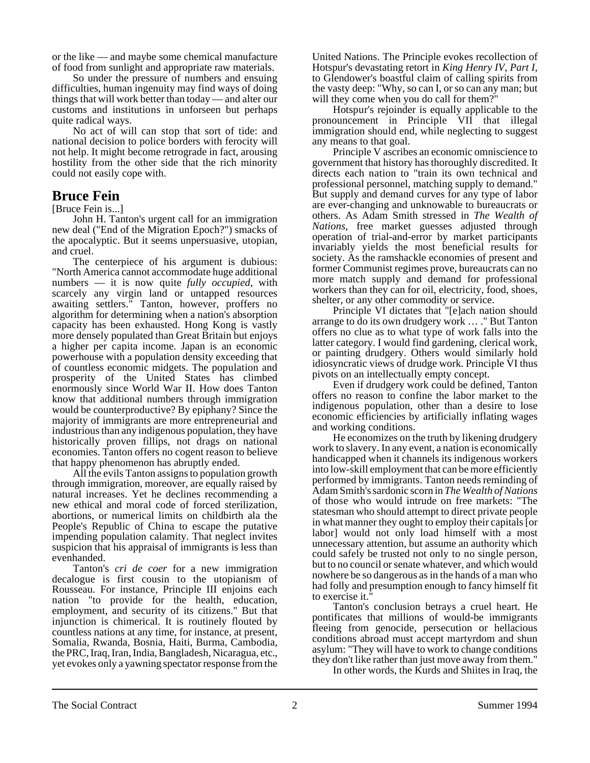or the like — and maybe some chemical manufacture of food from sunlight and appropriate raw materials.

So under the pressure of numbers and ensuing difficulties, human ingenuity may find ways of doing things that will work better than today — and alter our customs and institutions in unforseen but perhaps quite radical ways.

No act of will can stop that sort of tide: and national decision to police borders with ferocity will not help. It might become retrograde in fact, arousing hostility from the other side that the rich minority could not easily cope with.

## Bruce Fein

[Bruce Fein is...]

John H. Tanton's urgent call for an immigration new deal ("End of the Migration Epoch?") smacks of the apocalyptic. But it seems unpersuasive, utopian, and cruel.

The centerpiece of his argument is dubious: "North America cannot accommodate huge additional numbers — it is now quite *fully occupied*, with scarcely any virgin land or untapped resources awaiting settlers." Tanton, however, proffers no algorithm for determining when a nation's absorption capacity has been exhausted. Hong Kong is vastly more densely populated than Great Britain but enjoys a higher per capita income. Japan is an economic powerhouse with a population density exceeding that of countless economic midgets. The population and prosperity of the United States has climbed enormously since World War II. How does Tanton know that additional numbers through immigration would be counterproductive? By epiphany? Since the majority of immigrants are more entrepreneurial and industrious than any indigenous population, they have historically proven fillips, not drags on national economies. Tanton offers no cogent reason to believe that happy phenomenon has abruptly ended.

All the evils Tanton assigns to population growth through immigration, moreover, are equally raised by natural increases. Yet he declines recommending a new ethical and moral code of forced sterilization, abortions, or numerical limits on childbirth ala the People's Republic of China to escape the putative impending population calamity. That neglect invites suspicion that his appraisal of immigrants is less than evenhanded.

Tanton's *cri de coer* for a new immigration decalogue is first cousin to the utopianism of Rousseau. For instance, Principle III enjoins each nation "to provide for the health, education, employment, and security of its citizens." But that injunction is chimerical. It is routinely flouted by countless nations at any time, for instance, at present, Somalia, Rwanda, Bosnia, Haiti, Burma, Cambodia, the PRC, Iraq, Iran, India, Bangladesh, Nicaragua, etc., yet evokes only a yawning spectator response from the United Nations. The Principle evokes recollection of Hotspur's devastating retort in *King Henry IV, Part I*, to Glendower's boastful claim of calling spirits from the vasty deep: "Why, so can I, or so can any man; but will they come when you do call for them?"

Hotspur's rejoinder is equally applicable to the pronouncement in Principle VII that illegal immigration should end, while neglecting to suggest any means to that goal.

Principle V ascribes an economic omniscience to government that history has thoroughly discredited. It directs each nation to "train its own technical and professional personnel, matching supply to demand." But supply and demand curves for any type of labor are ever-changing and unknowable to bureaucrats or others. As Adam Smith stressed in *The Wealth of Nations*, free market guesses adjusted through operation of trial-and-error by market participants invariably yields the most beneficial results for society. As the ramshackle economies of present and former Communist regimes prove, bureaucrats can no more match supply and demand for professional workers than they can for oil, electricity, food, shoes, shelter, or any other commodity or service.

Principle VI dictates that "[e]ach nation should arrange to do its own drudgery work … ." But Tanton offers no clue as to what type of work falls into the latter category. I would find gardening, clerical work, or painting drudgery. Others would similarly hold idiosyncratic views of drudge work. Principle VI thus pivots on an intellectually empty concept.

Even if drudgery work could be defined, Tanton offers no reason to confine the labor market to the indigenous population, other than a desire to lose economic efficiencies by artificially inflating wages and working conditions.

He economizes on the truth by likening drudgery work to slavery. In any event, a nation is economically handicapped when it channels its indigenous workers into low-skill employment that can be more efficiently performed by immigrants. Tanton needs reminding of Adam Smith's sardonic scorn in *The Wealth of Nations* of those who would intrude on free markets: "The statesman who should attempt to direct private people in what manner they ought to employ their capitals [or labor] would not only load himself with a most unnecessary attention, but assume an authority which could safely be trusted not only to no single person, but to no council or senate whatever, and which would nowhere be so dangerous as in the hands of a man who had folly and presumption enough to fancy himself fit to exercise it."

Tanton's conclusion betrays a cruel heart. He pontificates that millions of would-be immigrants fleeing from genocide, persecution or hellacious conditions abroad must accept martyrdom and shun asylum: "They will have to work to change conditions they don't like rather than just move away from them."

In other words, the Kurds and Shiites in Iraq, the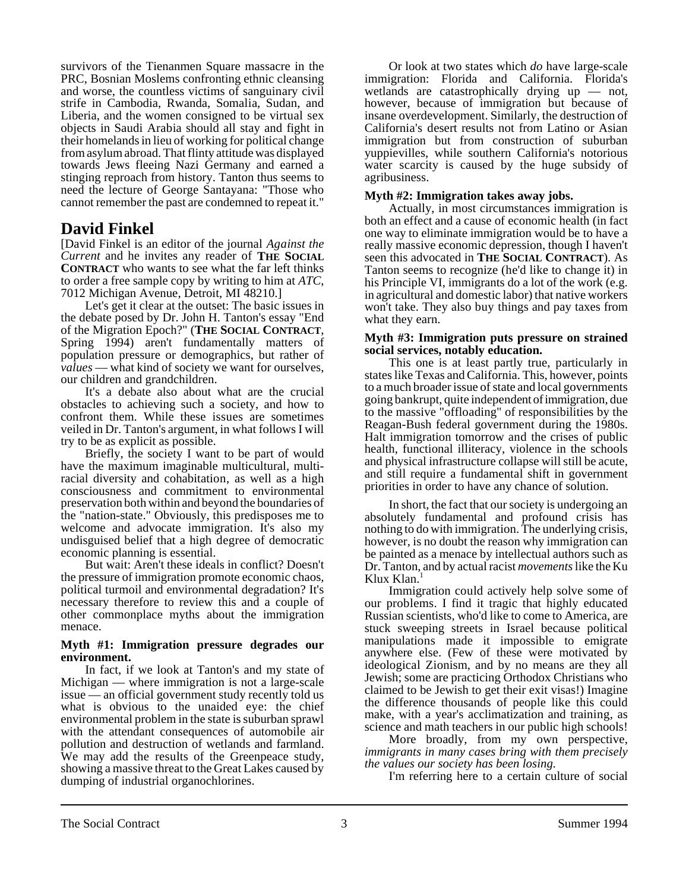survivors of the Tienanmen Square massacre in the PRC, Bosnian Moslems confronting ethnic cleansing and worse, the countless victims of sanguinary civil strife in Cambodia, Rwanda, Somalia, Sudan, and Liberia, and the women consigned to be virtual sex objects in Saudi Arabia should all stay and fight in their homelands in lieu of working for political change from asylum abroad. That flinty attitude was displayed towards Jews fleeing Nazi Germany and earned a stinging reproach from history. Tanton thus seems to need the lecture of George Santayana: "Those who cannot remember the past are condemned to repeat it."

## David Finkel

[David Finkel is an editor of the journal *Against the Current* and he invites any reader of **THE SOCIAL CONTRACT** who wants to see what the far left thinks to order a free sample copy by writing to him at *ATC*, 7012 Michigan Avenue, Detroit, MI 48210.]

Let's get it clear at the outset: The basic issues in the debate posed by Dr. John H. Tanton's essay "End of the Migration Epoch?" (**THE SOCIAL CONTRACT**, Spring 1994) aren't fundamentally matters of population pressure or demographics, but rather of *values* — what kind of society we want for ourselves, our children and grandchildren.

It's a debate also about what are the crucial obstacles to achieving such a society, and how to confront them. While these issues are sometimes veiled in Dr. Tanton's argument, in what follows I will try to be as explicit as possible.

Briefly, the society I want to be part of would have the maximum imaginable multicultural, multi-racial diversity and cohabitation, as well as a high consciousness and commitment to environmental preservation both within and beyond the boundaries of the "nation-state." Obviously, this predisposes me to welcome and advocate immigration. It's also my undisguised belief that a high degree of democratic economic planning is essential.

But wait: Aren't these ideals in conflict? Doesn't the pressure of immigration promote economic chaos, political turmoil and environmental degradation? It's necessary therefore to review this and a couple of other commonplace myths about the immigration menace.

**Myth #1: Immigration pressure degrades our environment.**

In fact, if we look at Tanton's and my state of Michigan — where immigration is not a large-scale issue — an official government study recently told us what is obvious to the unaided eye: the chief environmental problem in the state is suburban sprawl with the attendant consequences of automobile air pollution and destruction of wetlands and farmland. We may add the results of the Greenpeace study, showing a massive threat to the Great Lakes caused by dumping of industrial organochlorines.

Or look at two states which *do* have large-scale immigration: Florida and California. Florida's wetlands are catastrophically drying up — not, however, because of immigration but because of insane overdevelopment. Similarly, the destruction of California's desert results not from Latino or Asian immigration but from construction of suburban yuppievilles, while southern California's notorious water scarcity is caused by the huge subsidy of agribusiness.

**Myth #2: Immigration takes away jobs.**

Actually, in most circumstances immigration is both an effect and a cause of economic health (in fact one way to eliminate immigration would be to have a really massive economic depression, though I haven't seen this advocated in **THE SOCIAL CONTRACT**). As Tanton seems to recognize (he'd like to change it) in his Principle VI, immigrants do a lot of the work (e.g. in agricultural and domestic labor) that native workers won't take. They also buy things and pay taxes from what they earn.

**Myth #3: Immigration puts pressure on strained social services, notably education.**

This one is at least partly true, particularly in states like Texas and California. This, however, points to a much broader issue of state and local governments going bankrupt, quite independent of immigration, due to the massive "offloading" of responsibilities by the Reagan-Bush federal government during the 1980s. Halt immigration tomorrow and the crises of public health, functional illiteracy, violence in the schools and physical infrastructure collapse will still be acute, and still require a fundamental shift in government priorities in order to have any chance of solution.

In short, the fact that our society is undergoing an absolutely fundamental and profound crisis has nothing to do with immigration. The underlying crisis, however, is no doubt the reason why immigration can be painted as a menace by intellectual authors such as Dr. Tanton, and by actual racist *movements* like the Ku Klux Klan.[1]

Immigration could actively help solve some of our problems. I find it tragic that highly educated Russian scientists, who'd like to come to America, are stuck sweeping streets in Israel because political manipulations made it impossible to emigrate anywhere else. (Few of these were motivated by ideological Zionism, and by no means are they all Jewish; some are practicing Orthodox Christians who claimed to be Jewish to get their exit visas!) Imagine the difference thousands of people like this could make, with a year's acclimatization and training, as science and math teachers in our public high schools!

More broadly, from my own perspective, *immigrants in many cases bring with them precisely the values our society has been losing.*

I'm referring here to a certain culture of social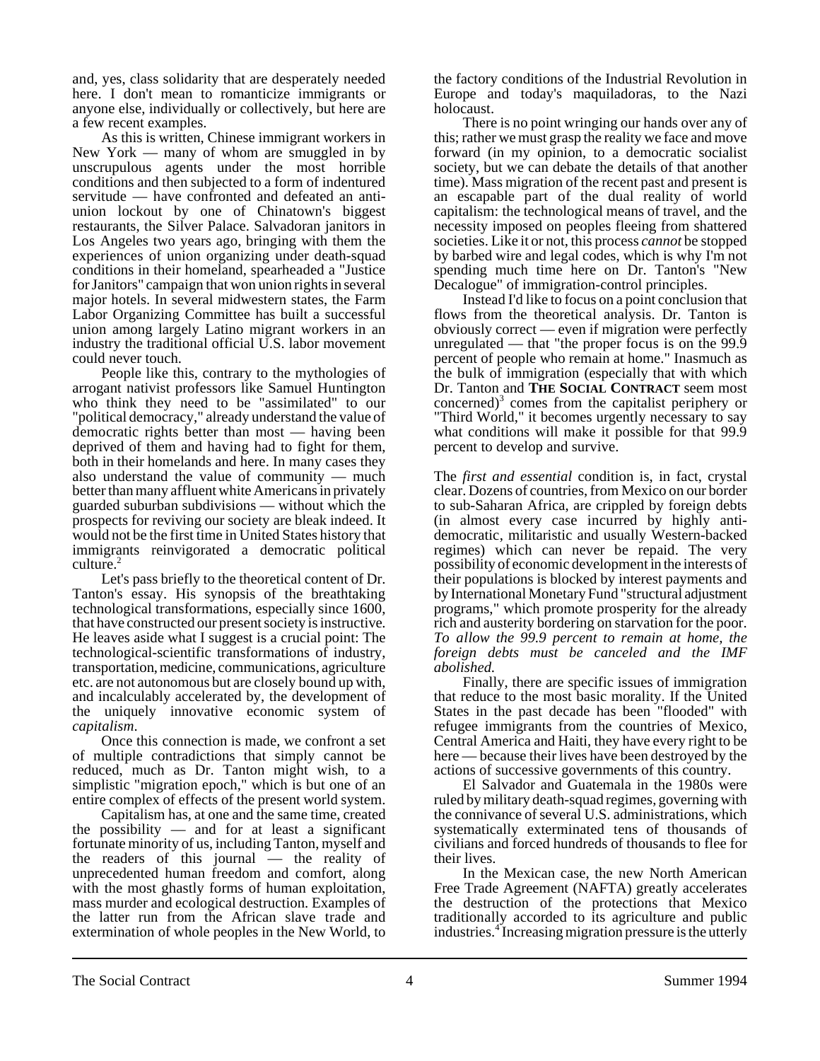and, yes, class solidarity that are desperately needed here. I don't mean to romanticize immigrants or anyone else, individually or collectively, but here are a few recent examples.

As this is written, Chinese immigrant workers in New York — many of whom are smuggled in by unscrupulous agents under the most horrible conditions and then subjected to a form of indentured servitude — have confronted and defeated an anti-union lockout by one of Chinatown's biggest restaurants, the Silver Palace. Salvadoran janitors in Los Angeles two years ago, bringing with them the experiences of union organizing under death-squad conditions in their homeland, spearheaded a "Justice for Janitors" campaign that won union rights in several major hotels. In several midwestern states, the Farm Labor Organizing Committee has built a successful union among largely Latino migrant workers in an industry the traditional official U.S. labor movement could never touch.

People like this, contrary to the mythologies of arrogant nativist professors like Samuel Huntington who think they need to be "assimilated" to our "political democracy," already understand the value of democratic rights better than most — having been deprived of them and having had to fight for them, both in their homelands and here. In many cases they also understand the value of community — much better than many affluent white Americans in privately guarded suburban subdivisions — without which the prospects for reviving our society are bleak indeed. It would not be the first time in United States history that immigrants reinvigorated a democratic political culture.[2]

Let's pass briefly to the theoretical content of Dr. Tanton's essay. His synopsis of the breathtaking technological transformations, especially since 1600, that have constructed our present society is instructive. He leaves aside what I suggest is a crucial point: The technological-scientific transformations of industry, transportation, medicine, communications, agriculture etc. are not autonomous but are closely bound up with, and incalculably accelerated by, the development of the uniquely innovative economic system of *capitalism*.

Once this connection is made, we confront a set of multiple contradictions that simply cannot be reduced, much as Dr. Tanton might wish, to a simplistic "migration epoch," which is but one of an entire complex of effects of the present world system.

Capitalism has, at one and the same time, created the possibility — and for at least a significant fortunate minority of us, including Tanton, myself and the readers of this journal — the reality of unprecedented human freedom and comfort, along with the most ghastly forms of human exploitation, mass murder and ecological destruction. Examples of the latter run from the African slave trade and extermination of whole peoples in the New World, to the factory conditions of the Industrial Revolution in Europe and today's maquiladoras, to the Nazi holocaust.

There is no point wringing our hands over any of this; rather we must grasp the reality we face and move forward (in my opinion, to a democratic socialist society, but we can debate the details of that another time). Mass migration of the recent past and present is an escapable part of the dual reality of world capitalism: the technological means of travel, and the necessity imposed on peoples fleeing from shattered societies. Like it or not, this process *cannot* be stopped by barbed wire and legal codes, which is why I'm not spending much time here on Dr. Tanton's "New Decalogue" of immigration-control principles.

Instead I'd like to focus on a point conclusion that flows from the theoretical analysis. Dr. Tanton is obviously correct — even if migration were perfectly unregulated — that "the proper focus is on the 99.9 percent of people who remain at home." Inasmuch as the bulk of immigration (especially that with which Dr. Tanton and **THE SOCIAL CONTRACT** seem most concerned)[3] comes from the capitalist periphery or "Third World," it becomes urgently necessary to say what conditions will make it possible for that 99.9 percent to develop and survive.

The *first and essential* condition is, in fact, crystal clear. Dozens of countries, from Mexico on our border to sub-Saharan Africa, are crippled by foreign debts (in almost every case incurred by highly anti-democratic, militaristic and usually Western-backed regimes) which can never be repaid. The very possibility of economic development in the interests of their populations is blocked by interest payments and by International Monetary Fund "structural adjustment programs," which promote prosperity for the already rich and austerity bordering on starvation for the poor. *To allow the 99.9 percent to remain at home, the foreign debts must be canceled and the IMF abolished.*

Finally, there are specific issues of immigration that reduce to the most basic morality. If the United States in the past decade has been "flooded" with refugee immigrants from the countries of Mexico, Central America and Haiti, they have every right to be here — because their lives have been destroyed by the actions of successive governments of this country.

El Salvador and Guatemala in the 1980s were ruled by military death-squad regimes, governing with the connivance of several U.S. administrations, which systematically exterminated tens of thousands of civilians and forced hundreds of thousands to flee for their lives.

In the Mexican case, the new North American Free Trade Agreement (NAFTA) greatly accelerates the destruction of the protections that Mexico traditionally accorded to its agriculture and public industries.[4] Increasing migration pressure is the utterly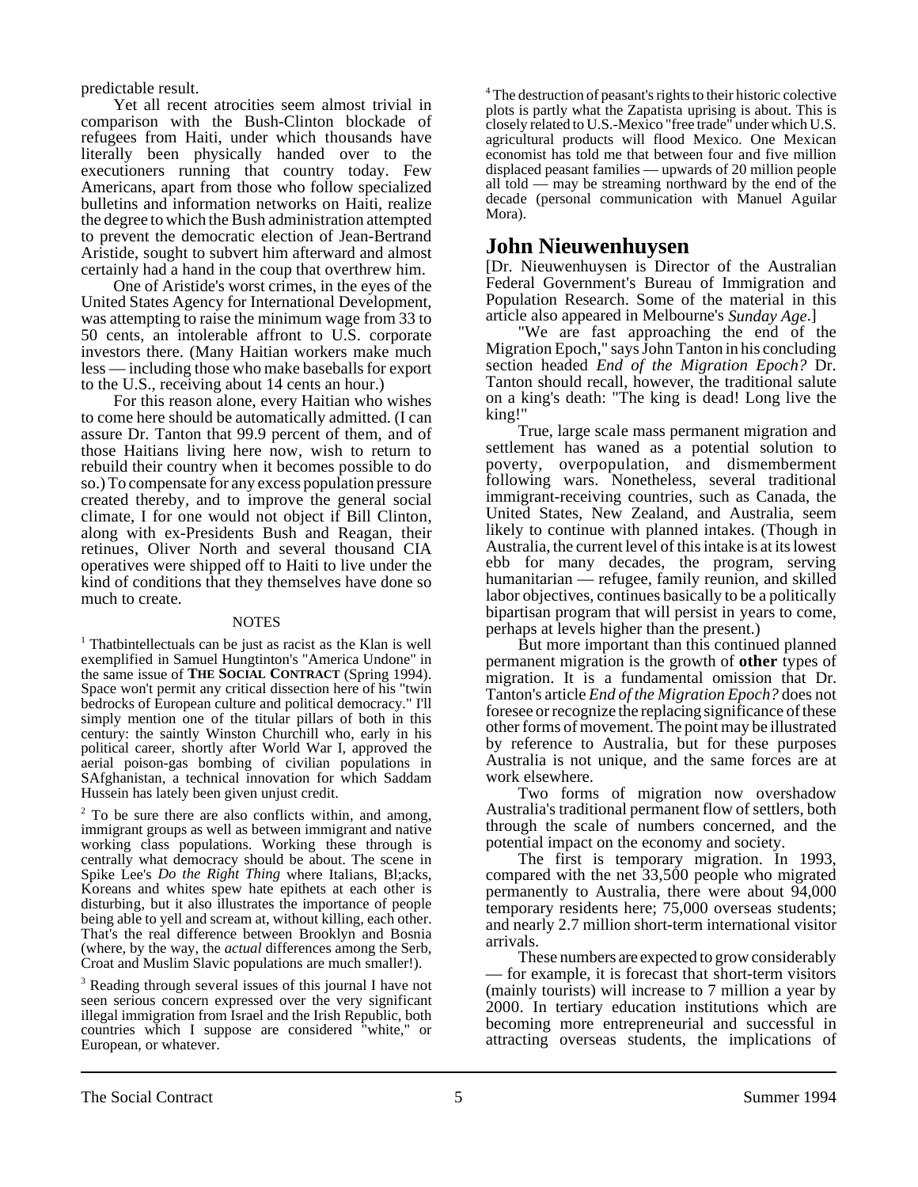predictable result.

Yet all recent atrocities seem almost trivial in comparison with the Bush-Clinton blockade of refugees from Haiti, under which thousands have literally been physically handed over to the executioners running that country today. Few Americans, apart from those who follow specialized bulletins and information networks on Haiti, realize the degree to which the Bush administration attempted to prevent the democratic election of Jean-Bertrand Aristide, sought to subvert him afterward and almost certainly had a hand in the coup that overthrew him.

One of Aristide's worst crimes, in the eyes of the United States Agency for International Development, was attempting to raise the minimum wage from 33 to 50 cents, an intolerable affront to U.S. corporate investors there. (Many Haitian workers make much less — including those who make baseballs for export to the U.S., receiving about 14 cents an hour.)

For this reason alone, every Haitian who wishes to come here should be automatically admitted. (I can assure Dr. Tanton that 99.9 percent of them, and of those Haitians living here now, wish to return to rebuild their country when it becomes possible to do so.) To compensate for any excess population pressure created thereby, and to improve the general social climate, I for one would not object if Bill Clinton, along with ex-Presidents Bush and Reagan, their retinues, Oliver North and several thousand CIA operatives were shipped off to Haiti to live under the kind of conditions that they themselves have done so much to create.

NOTES

[1] Thatbintellectuals can be just as racist as the Klan is well exemplified in Samuel Hungtinton's "America Undone" in the same issue of **The Social Contract** (Spring 1994). Space won't permit any critical dissection here of his "twin bedrocks of European culture and political democracy." I'll simply mention one of the titular pillars of both in this century: the saintly Winston Churchill who, early in his political career, shortly after World War I, approved the aerial poison-gas bombing of civilian populations in SAfghanistan, a technical innovation for which Saddam Hussein has lately been given unjust credit.

[2] To be sure there are also conflicts within, and among, immigrant groups as well as between immigrant and native working class populations. Working these through is centrally what democracy should be about. The scene in Spike Lee's *Do the Right Thing* where Italians, Bl;acks, Koreans and whites spew hate epithets at each other is disturbing, but it also illustrates the importance of people being able to yell and scream at, without killing, each other. That's the real difference between Brooklyn and Bosnia (where, by the way, the *actual* differences among the Serb, Croat and Muslim Slavic populations are much smaller!).

[3] Reading through several issues of this journal I have not seen serious concern expressed over the very significant illegal immigration from Israel and the Irish Republic, both countries which I suppose are considered "white," or European, or whatever.

[4] The destruction of peasant's rights to their historic colective plots is partly what the Zapatista uprising is about. This is closely related to U.S.-Mexico "free trade" under which U.S. agricultural products will flood Mexico. One Mexican economist has told me that between four and five million displaced peasant families — upwards of 20 million people all told — may be streaming northward by the end of the decade (personal communication with Manuel Aguilar Mora).

## John Nieuwenhuysen

[Dr. Nieuwenhuysen is Director of the Australian Federal Government's Bureau of Immigration and Population Research. Some of the material in this article also appeared in Melbourne's *Sunday Age*.]

"We are fast approaching the end of the Migration Epoch," says John Tanton in his concluding section headed *End of the Migration Epoch?* Dr. Tanton should recall, however, the traditional salute on a king's death: "The king is dead! Long live the king!"

True, large scale mass permanent migration and settlement has waned as a potential solution to poverty, overpopulation, and dismemberment following wars. Nonetheless, several traditional immigrant-receiving countries, such as Canada, the United States, New Zealand, and Australia, seem likely to continue with planned intakes. (Though in Australia, the current level of this intake is at its lowest ebb for many decades, the program, serving humanitarian — refugee, family reunion, and skilled labor objectives, continues basically to be a politically bipartisan program that will persist in years to come, perhaps at levels higher than the present.)

But more important than this continued planned permanent migration is the growth of **other** types of migration. It is a fundamental omission that Dr. Tanton's article *End of the Migration Epoch?* does not foresee or recognize the replacing significance of these other forms of movement. The point may be illustrated by reference to Australia, but for these purposes Australia is not unique, and the same forces are at work elsewhere.

Two forms of migration now overshadow Australia's traditional permanent flow of settlers, both through the scale of numbers concerned, and the potential impact on the economy and society.

The first is temporary migration. In 1993, compared with the net 33,500 people who migrated permanently to Australia, there were about 94,000 temporary residents here; 75,000 overseas students; and nearly 2.7 million short-term international visitor arrivals.

These numbers are expected to grow considerably — for example, it is forecast that short-term visitors (mainly tourists) will increase to 7 million a year by 2000. In tertiary education institutions which are becoming more entrepreneurial and successful in attracting overseas students, the implications of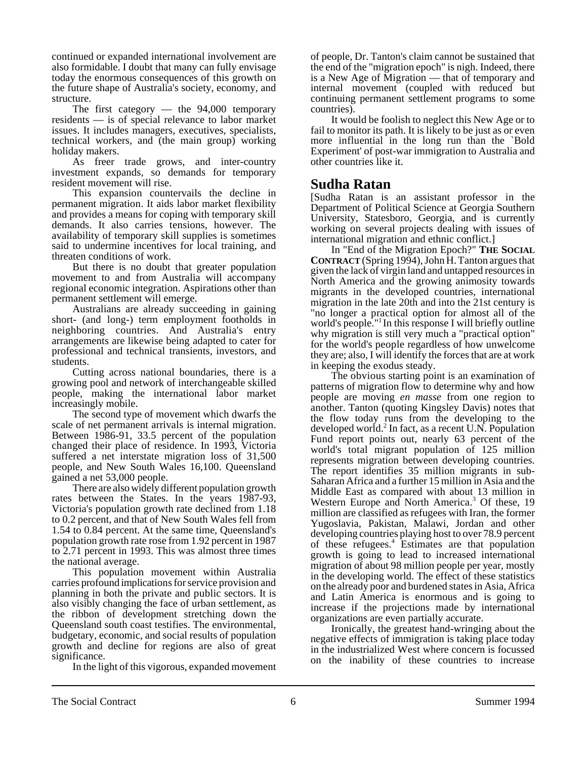continued or expanded international involvement are also formidable. I doubt that many can fully envisage today the enormous consequences of this growth on the future shape of Australia's society, economy, and structure.

The first category — the 94,000 temporary residents — is of special relevance to labor market issues. It includes managers, executives, specialists, technical workers, and (the main group) working holiday makers.

As freer trade grows, and inter-country investment expands, so demands for temporary resident movement will rise.

This expansion countervails the decline in permanent migration. It aids labor market flexibility and provides a means for coping with temporary skill demands. It also carries tensions, however. The availability of temporary skill supplies is sometimes said to undermine incentives for local training, and threaten conditions of work.

But there is no doubt that greater population movement to and from Australia will accompany regional economic integration. Aspirations other than permanent settlement will emerge.

Australians are already succeeding in gaining short- (and long-) term employment footholds in neighboring countries. And Australia's entry arrangements are likewise being adapted to cater for professional and technical transients, investors, and students.

Cutting across national boundaries, there is a growing pool and network of interchangeable skilled people, making the international labor market increasingly mobile.

The second type of movement which dwarfs the scale of net permanent arrivals is internal migration. Between 1986-91, 33.5 percent of the population changed their place of residence. In 1993, Victoria suffered a net interstate migration loss of 31,500 people, and New South Wales 16,100. Queensland gained a net 53,000 people.

There are also widely different population growth rates between the States. In the years 1987-93, Victoria's population growth rate declined from 1.18 to 0.2 percent, and that of New South Wales fell from 1.54 to 0.84 percent. At the same time, Queensland's population growth rate rose from 1.92 percent in 1987 to 2.71 percent in 1993. This was almost three times the national average.

This population movement within Australia carries profound implications for service provision and planning in both the private and public sectors. It is also visibly changing the face of urban settlement, as the ribbon of development stretching down the Queensland south coast testifies. The environmental, budgetary, economic, and social results of population growth and decline for regions are also of great significance.

In the light of this vigorous, expanded movement of people, Dr. Tanton's claim cannot be sustained that the end of the "migration epoch" is nigh. Indeed, there is a New Age of Migration — that of temporary and internal movement (coupled with reduced but continuing permanent settlement programs to some countries).

It would be foolish to neglect this New Age or to fail to monitor its path. It is likely to be just as or even more influential in the long run than the `Bold Experiment' of post-war immigration to Australia and other countries like it.

## Sudha Ratan

[Sudha Ratan is an assistant professor in the Department of Political Science at Georgia Southern University, Statesboro, Georgia, and is currently working on several projects dealing with issues of international migration and ethnic conflict.]

In "End of the Migration Epoch?" **THE SOCIAL CONTRACT** (Spring 1994), John H. Tanton argues that given the lack of virgin land and untapped resources in North America and the growing animosity towards migrants in the developed countries, international migration in the late 20th and into the 21st century is "no longer a practical option for almost all of the world's people."[1] In this response I will briefly outline why migration is still very much a "practical option" for the world's people regardless of how unwelcome they are; also, I will identify the forces that are at work in keeping the exodus steady.

The obvious starting point is an examination of patterns of migration flow to determine why and how people are moving *en masse* from one region to another. Tanton (quoting Kingsley Davis) notes that the flow today runs from the developing to the developed world.[2] In fact, as a recent U.N. Population Fund report points out, nearly 63 percent of the world's total migrant population of 125 million represents migration between developing countries. The report identifies 35 million migrants in sub-Saharan Africa and a further 15 million in Asia and the Middle East as compared with about 13 million in Western Europe and North America.[3] Of these, 19 million are classified as refugees with Iran, the former Yugoslavia, Pakistan, Malawi, Jordan and other developing countries playing host to over 78.9 percent of these refugees.[4] Estimates are that population growth is going to lead to increased international migration of about 98 million people per year, mostly in the developing world. The effect of these statistics on the already poor and burdened states in Asia, Africa and Latin America is enormous and is going to increase if the projections made by international organizations are even partially accurate.

Ironically, the greatest hand-wringing about the negative effects of immigration is taking place today in the industrialized West where concern is focussed on the inability of these countries to increase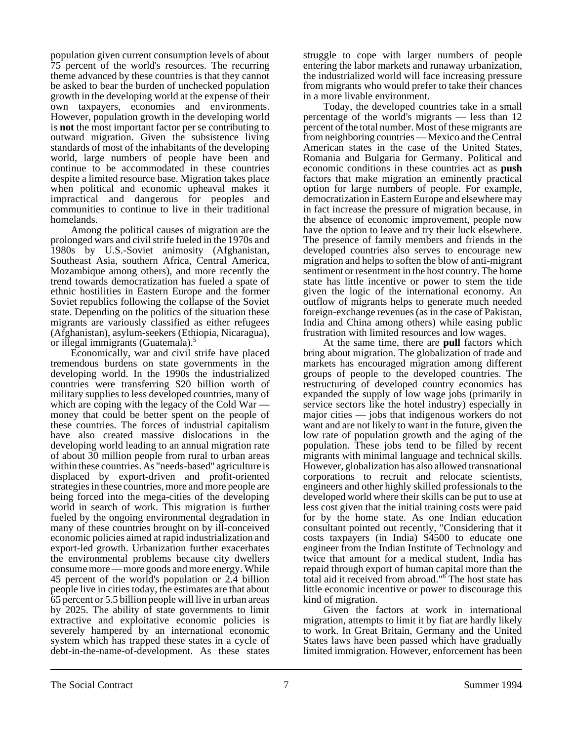population given current consumption levels of about 75 percent of the world's resources. The recurring theme advanced by these countries is that they cannot be asked to bear the burden of unchecked population growth in the developing world at the expense of their own taxpayers, economies and environments. However, population growth in the developing world is **not** the most important factor per se contributing to outward migration. Given the subsistence living standards of most of the inhabitants of the developing world, large numbers of people have been and continue to be accommodated in these countries despite a limited resource base. Migration takes place when political and economic upheaval makes it impractical and dangerous for peoples and communities to continue to live in their traditional homelands.

Among the political causes of migration are the prolonged wars and civil strife fueled in the 1970s and 1980s by U.S.-Soviet animosity (Afghanistan, Southeast Asia, southern Africa, Central America, Mozambique among others), and more recently the trend towards democratization has fueled a spate of ethnic hostilities in Eastern Europe and the former Soviet republics following the collapse of the Soviet state. Depending on the politics of the situation these migrants are variously classified as either refugees (Afghanistan), asylum-seekers (Ethiopia, Nicaragua), or illegal immigrants (Guatemala).[5]

Economically, war and civil strife have placed tremendous burdens on state governments in the developing world. In the 1990s the industrialized countries were transferring $20 billion worth of military supplies to less developed countries, many of which are coping with the legacy of the Cold War — money that could be better spent on the people of these countries. The forces of industrial capitalism have also created massive dislocations in the developing world leading to an annual migration rate of about 30 million people from rural to urban areas within these countries. As "needs-based" agriculture is displaced by export-driven and profit-oriented strategies in these countries, more and more people are being forced into the mega-cities of the developing world in search of work. This migration is further fueled by the ongoing environmental degradation in many of these countries brought on by ill-conceived economic policies aimed at rapid industrialization and export-led growth. Urbanization further exacerbates the environmental problems because city dwellers consume more — more goods and more energy. While 45 percent of the world's population or 2.4 billion people live in cities today, the estimates are that about 65 percent or 5.5 billion people will live in urban areas by 2025. The ability of state governments to limit extractive and exploitative economic policies is severely hampered by an international economic system which has trapped these states in a cycle of debt-in-the-name-of-development. As these states struggle to cope with larger numbers of people entering the labor markets and runaway urbanization, the industrialized world will face increasing pressure from migrants who would prefer to take their chances in a more livable environment.

Today, the developed countries take in a small percentage of the world's migrants — less than 12 percent of the total number. Most of these migrants are from neighboring countries — Mexico and the Central American states in the case of the United States, Romania and Bulgaria for Germany. Political and economic conditions in these countries act as **push** factors that make migration an eminently practical option for large numbers of people. For example, democratization in Eastern Europe and elsewhere may in fact increase the pressure of migration because, in the absence of economic improvement, people now have the option to leave and try their luck elsewhere. The presence of family members and friends in the developed countries also serves to encourage new migration and helps to soften the blow of anti-migrant sentiment or resentment in the host country. The home state has little incentive or power to stem the tide given the logic of the international economy. An outflow of migrants helps to generate much needed foreign-exchange revenues (as in the case of Pakistan, India and China among others) while easing public frustration with limited resources and low wages.

At the same time, there are **pull** factors which bring about migration. The globalization of trade and markets has encouraged migration among different groups of people to the developed countries. The restructuring of developed country economics has expanded the supply of low wage jobs (primarily in service sectors like the hotel industry) especially in major cities — jobs that indigenous workers do not want and are not likely to want in the future, given the low rate of population growth and the aging of the population. These jobs tend to be filled by recent migrants with minimal language and technical skills. However, globalization has also allowed transnational corporations to recruit and relocate scientists, engineers and other highly skilled professionals to the developed world where their skills can be put to use at less cost given that the initial training costs were paid for by the home state. As one Indian education consultant pointed out recently, "Considering that it costs taxpayers (in India) $4500 to educate one engineer from the Indian Institute of Technology and twice that amount for a medical student, India has repaid through export of human capital more than the total aid it received from abroad."[6] The host state has little economic incentive or power to discourage this kind of migration.

Given the factors at work in international migration, attempts to limit it by fiat are hardly likely to work. In Great Britain, Germany and the United States laws have been passed which have gradually limited immigration. However, enforcement has been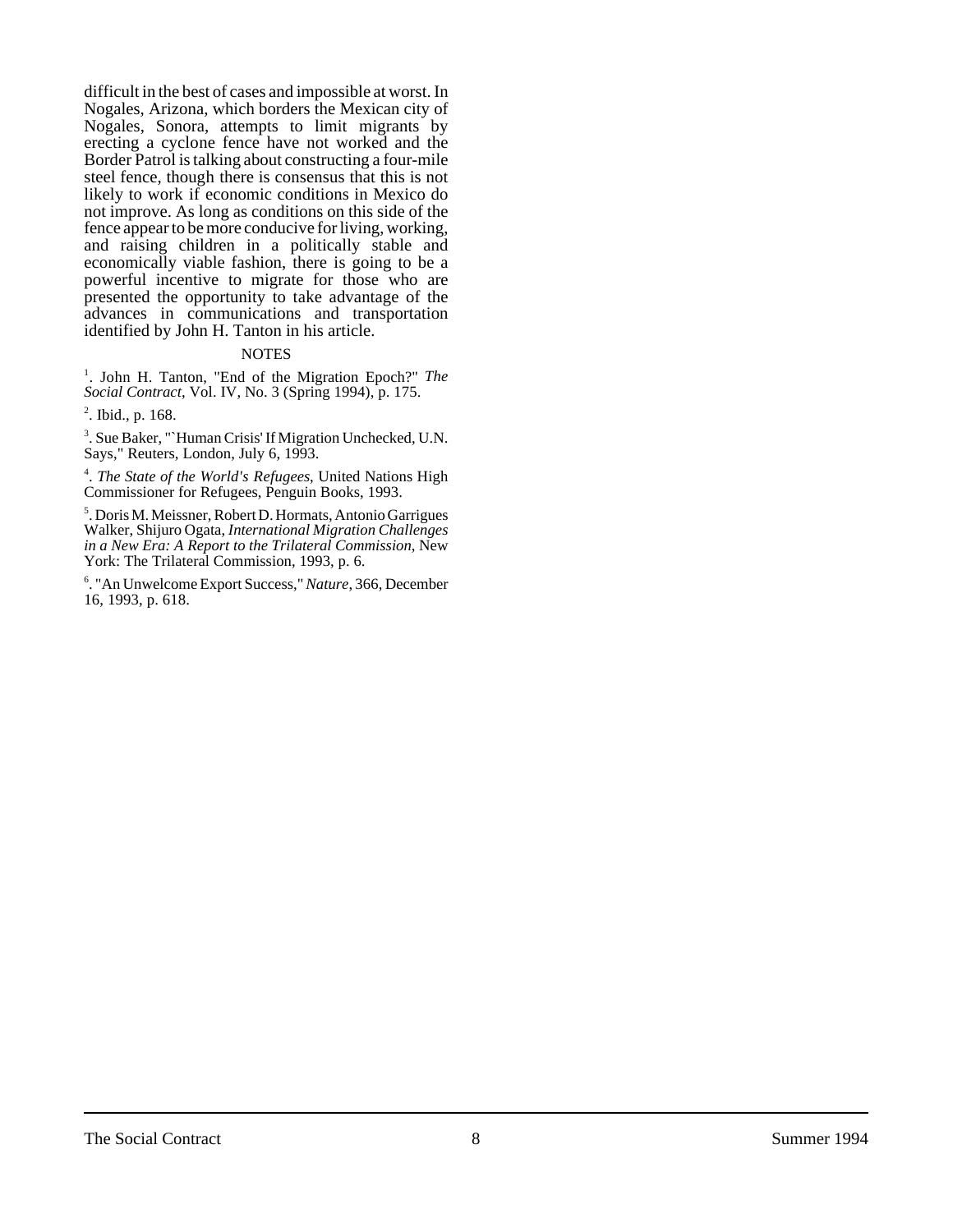difficult in the best of cases and impossible at worst. In Nogales, Arizona, which borders the Mexican city of Nogales, Sonora, attempts to limit migrants by erecting a cyclone fence have not worked and the Border Patrol is talking about constructing a four-mile steel fence, though there is consensus that this is not likely to work if economic conditions in Mexico do not improve. As long as conditions on this side of the fence appear to be more conducive for living, working, and raising children in a politically stable and economically viable fashion, there is going to be a powerful incentive to migrate for those who are presented the opportunity to take advantage of the advances in communications and transportation identified by John H. Tanton in his article.

NOTES

1. John H. Tanton, "End of the Migration Epoch?" *The Social Contract*, Vol. IV, No. 3 (Spring 1994), p. 175.

2. Ibid., p. 168.

3. Sue Baker, "`Human Crisis' If Migration Unchecked, U.N. Says," Reuters, London, July 6, 1993.

4. *The State of the World's Refugees*, United Nations High Commissioner for Refugees, Penguin Books, 1993.

5. Doris M. Meissner, Robert D. Hormats, Antonio Garrigues Walker, Shijuro Ogata, *International Migration Challenges in a New Era: A Report to the Trilateral Commission*, New York: The Trilateral Commission, 1993, p. 6.

6. "An Unwelcome Export Success," *Nature*, 366, December 16, 1993, p. 618.